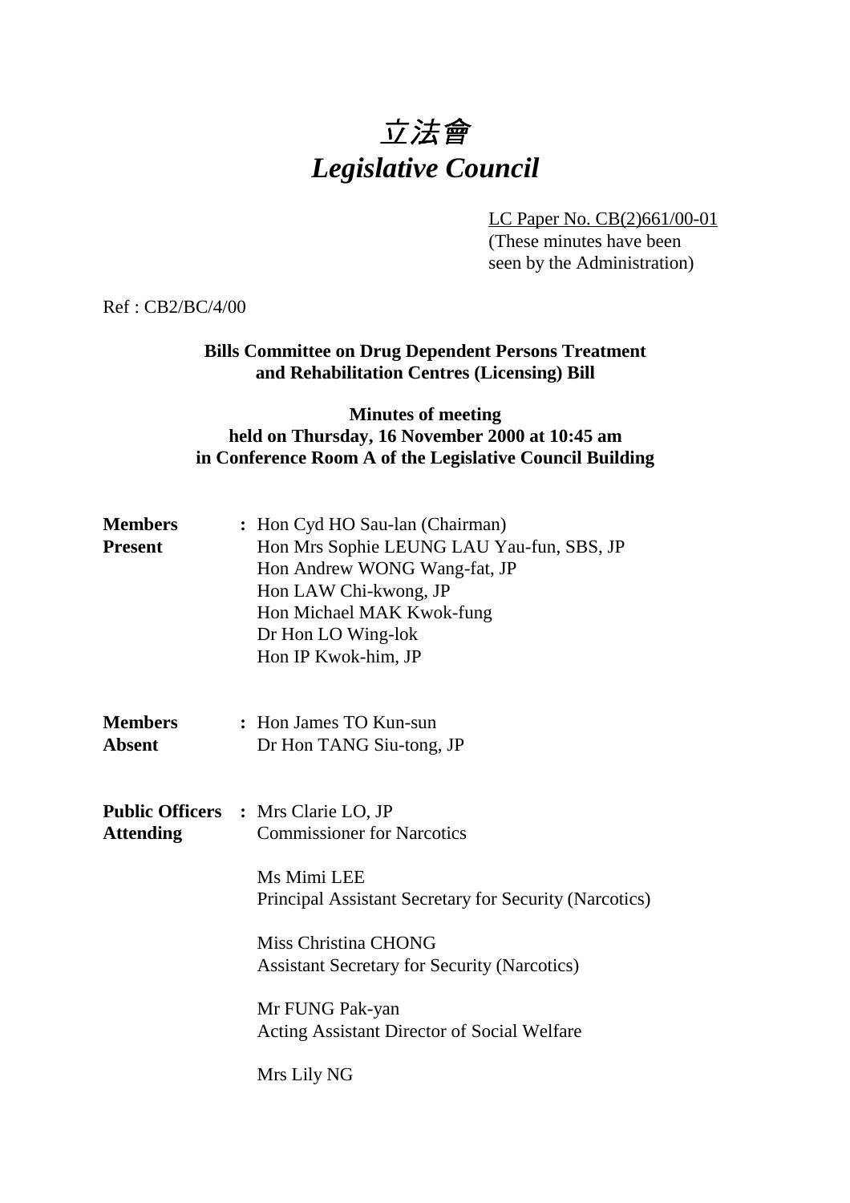# *立法會*
# *Legislative Council*

LC Paper No. CB(2)661/00-01
(These minutes have been seen by the Administration)

Ref : CB2/BC/4/00

**Bills Committee on Drug Dependent Persons Treatment and Rehabilitation Centres (Licensing) Bill**

**Minutes of meeting held on Thursday, 16 November 2000 at 10:45 am in Conference Room A of the Legislative Council Building**

**Members Present** : Hon Cyd HO Sau-lan (Chairman)
Hon Mrs Sophie LEUNG LAU Yau-fun, SBS, JP
Hon Andrew WONG Wang-fat, JP
Hon LAW Chi-kwong, JP
Hon Michael MAK Kwok-fung
Dr Hon LO Wing-lok
Hon IP Kwok-him, JP

**Members Absent** : Hon James TO Kun-sun
Dr Hon TANG Siu-tong, JP

**Public Officers Attending** : Mrs Clarie LO, JP
Commissioner for Narcotics

Ms Mimi LEE
Principal Assistant Secretary for Security (Narcotics)

Miss Christina CHONG
Assistant Secretary for Security (Narcotics)

Mr FUNG Pak-yan
Acting Assistant Director of Social Welfare

Mrs Lily NG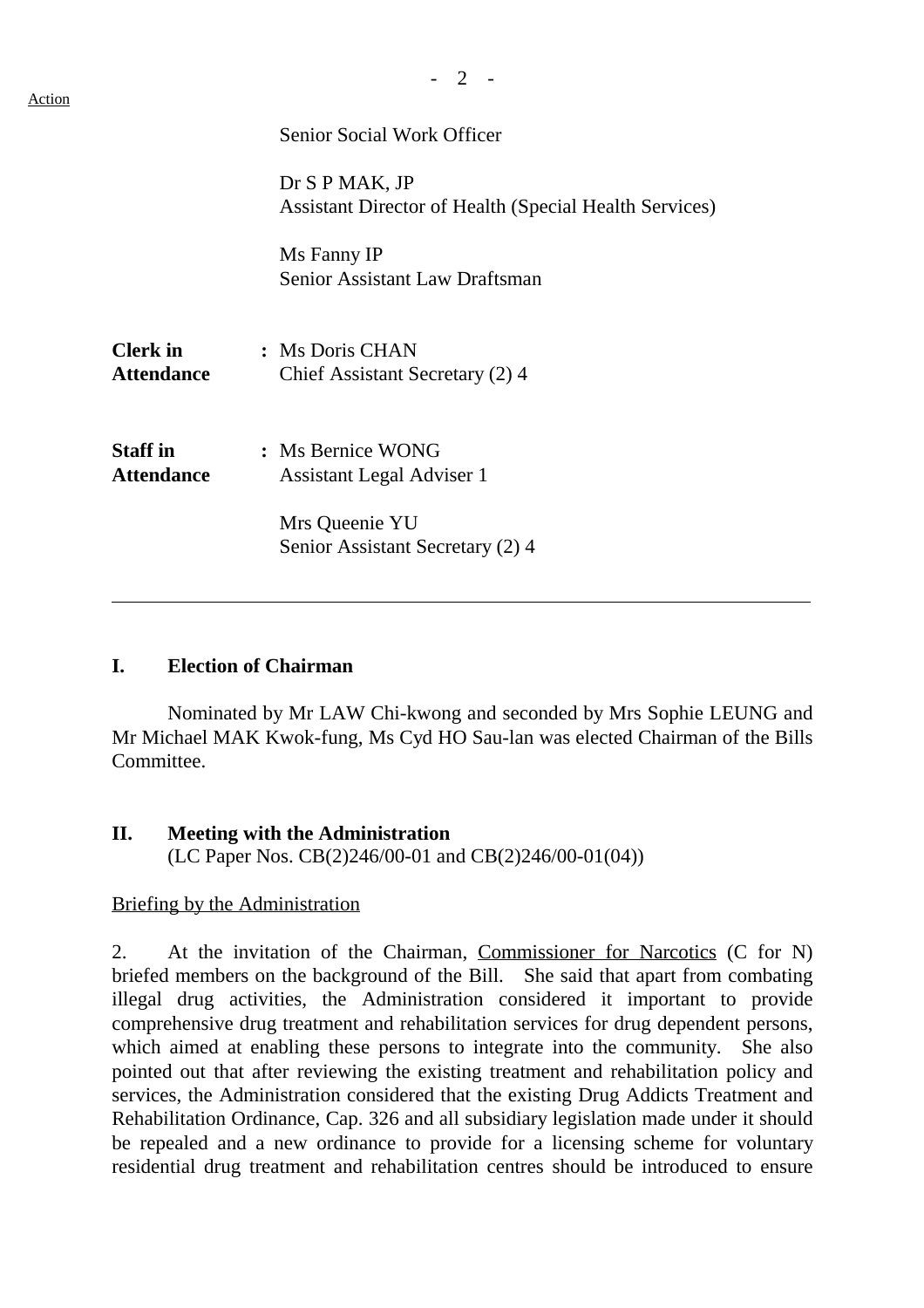Action

Senior Social Work Officer

Dr S P MAK, JP
Assistant Director of Health (Special Health Services)

Ms Fanny IP
Senior Assistant Law Draftsman

| | |
|---|---|
| **Clerk in Attendance** | : Ms Doris CHAN<br>Chief Assistant Secretary (2) 4 |
| **Staff in Attendance** | : Ms Bernice WONG<br>Assistant Legal Adviser 1<br><br>Mrs Queenie YU<br>Senior Assistant Secretary (2) 4 |

---

## I. Election of Chairman

Nominated by Mr LAW Chi-kwong and seconded by Mrs Sophie LEUNG and Mr Michael MAK Kwok-fung, Ms Cyd HO Sau-lan was elected Chairman of the Bills Committee.

## II. Meeting with the Administration

(LC Paper Nos. CB(2)246/00-01 and CB(2)246/00-01(04))

Briefing by the Administration

2. At the invitation of the Chairman, Commissioner for Narcotics (C for N) briefed members on the background of the Bill. She said that apart from combating illegal drug activities, the Administration considered it important to provide comprehensive drug treatment and rehabilitation services for drug dependent persons, which aimed at enabling these persons to integrate into the community. She also pointed out that after reviewing the existing treatment and rehabilitation policy and services, the Administration considered that the existing Drug Addicts Treatment and Rehabilitation Ordinance, Cap. 326 and all subsidiary legislation made under it should be repealed and a new ordinance to provide for a licensing scheme for voluntary residential drug treatment and rehabilitation centres should be introduced to ensure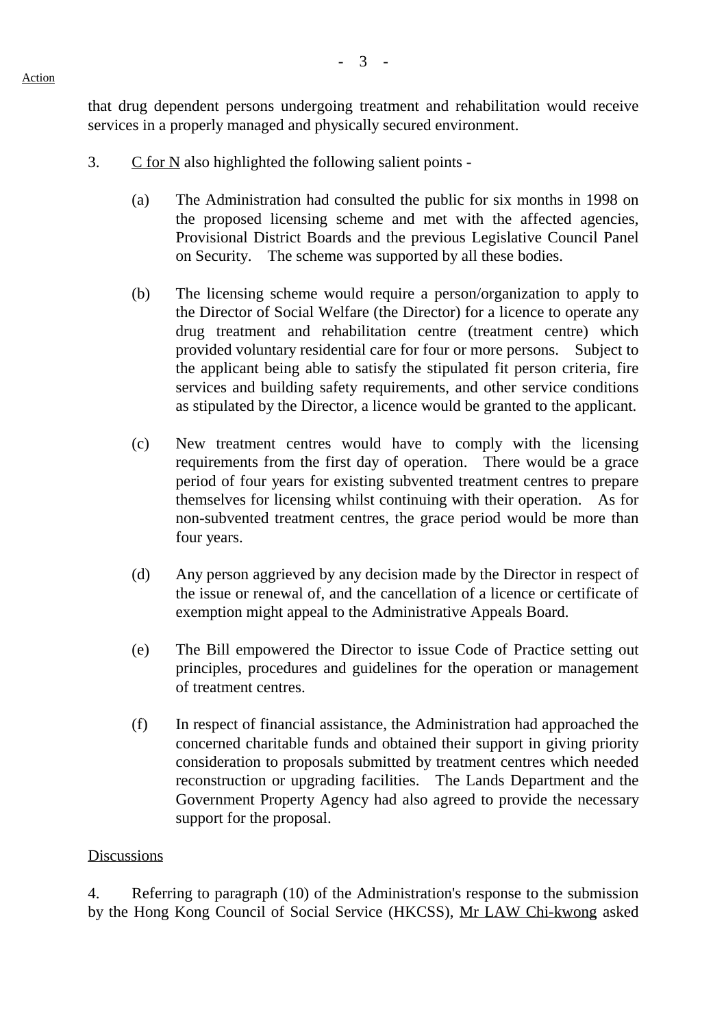that drug dependent persons undergoing treatment and rehabilitation would receive services in a properly managed and physically secured environment.

3. C for N also highlighted the following salient points -

(a) The Administration had consulted the public for six months in 1998 on the proposed licensing scheme and met with the affected agencies, Provisional District Boards and the previous Legislative Council Panel on Security. The scheme was supported by all these bodies.

(b) The licensing scheme would require a person/organization to apply to the Director of Social Welfare (the Director) for a licence to operate any drug treatment and rehabilitation centre (treatment centre) which provided voluntary residential care for four or more persons. Subject to the applicant being able to satisfy the stipulated fit person criteria, fire services and building safety requirements, and other service conditions as stipulated by the Director, a licence would be granted to the applicant.

(c) New treatment centres would have to comply with the licensing requirements from the first day of operation. There would be a grace period of four years for existing subvented treatment centres to prepare themselves for licensing whilst continuing with their operation. As for non-subvented treatment centres, the grace period would be more than four years.

(d) Any person aggrieved by any decision made by the Director in respect of the issue or renewal of, and the cancellation of a licence or certificate of exemption might appeal to the Administrative Appeals Board.

(e) The Bill empowered the Director to issue Code of Practice setting out principles, procedures and guidelines for the operation or management of treatment centres.

(f) In respect of financial assistance, the Administration had approached the concerned charitable funds and obtained their support in giving priority consideration to proposals submitted by treatment centres which needed reconstruction or upgrading facilities. The Lands Department and the Government Property Agency had also agreed to provide the necessary support for the proposal.

Discussions

4. Referring to paragraph (10) of the Administration's response to the submission by the Hong Kong Council of Social Service (HKCSS), Mr LAW Chi-kwong asked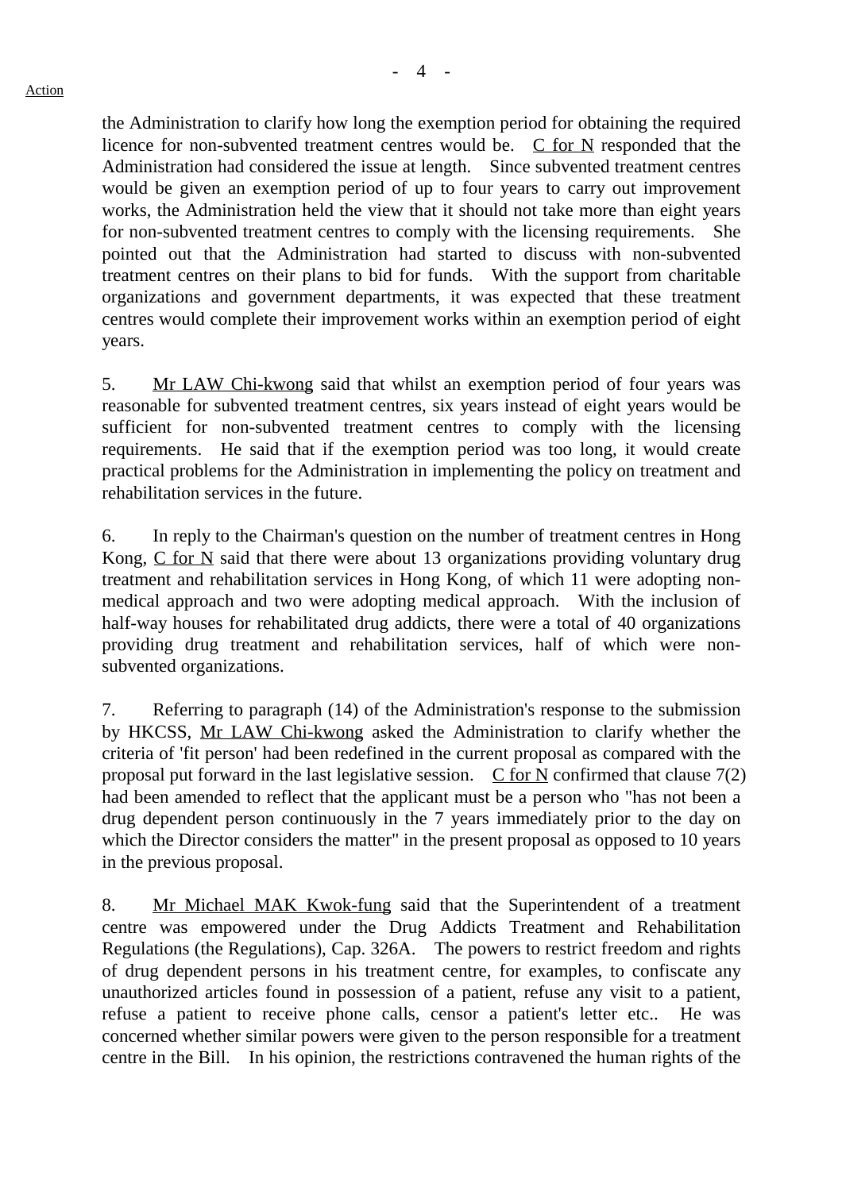Action

the Administration to clarify how long the exemption period for obtaining the required licence for non-subvented treatment centres would be. C for N responded that the Administration had considered the issue at length. Since subvented treatment centres would be given an exemption period of up to four years to carry out improvement works, the Administration held the view that it should not take more than eight years for non-subvented treatment centres to comply with the licensing requirements. She pointed out that the Administration had started to discuss with non-subvented treatment centres on their plans to bid for funds. With the support from charitable organizations and government departments, it was expected that these treatment centres would complete their improvement works within an exemption period of eight years.

5. Mr LAW Chi-kwong said that whilst an exemption period of four years was reasonable for subvented treatment centres, six years instead of eight years would be sufficient for non-subvented treatment centres to comply with the licensing requirements. He said that if the exemption period was too long, it would create practical problems for the Administration in implementing the policy on treatment and rehabilitation services in the future.

6. In reply to the Chairman's question on the number of treatment centres in Hong Kong, C for N said that there were about 13 organizations providing voluntary drug treatment and rehabilitation services in Hong Kong, of which 11 were adopting non-medical approach and two were adopting medical approach. With the inclusion of half-way houses for rehabilitated drug addicts, there were a total of 40 organizations providing drug treatment and rehabilitation services, half of which were non-subvented organizations.

7. Referring to paragraph (14) of the Administration's response to the submission by HKCSS, Mr LAW Chi-kwong asked the Administration to clarify whether the criteria of 'fit person' had been redefined in the current proposal as compared with the proposal put forward in the last legislative session. C for N confirmed that clause 7(2) had been amended to reflect that the applicant must be a person who "has not been a drug dependent person continuously in the 7 years immediately prior to the day on which the Director considers the matter" in the present proposal as opposed to 10 years in the previous proposal.

8. Mr Michael MAK Kwok-fung said that the Superintendent of a treatment centre was empowered under the Drug Addicts Treatment and Rehabilitation Regulations (the Regulations), Cap. 326A. The powers to restrict freedom and rights of drug dependent persons in his treatment centre, for examples, to confiscate any unauthorized articles found in possession of a patient, refuse any visit to a patient, refuse a patient to receive phone calls, censor a patient's letter etc.. He was concerned whether similar powers were given to the person responsible for a treatment centre in the Bill. In his opinion, the restrictions contravened the human rights of the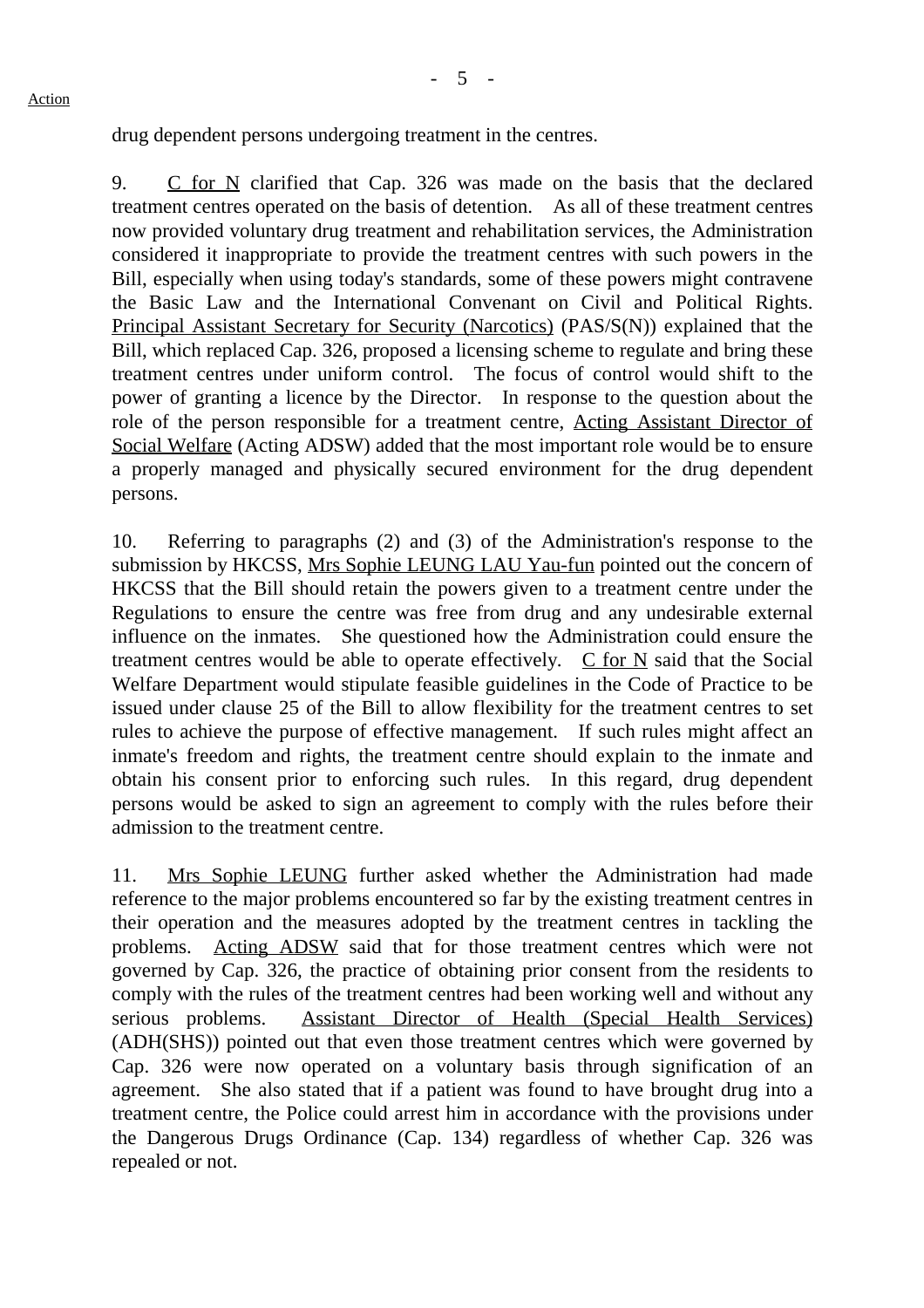drug dependent persons undergoing treatment in the centres.

9. C for N clarified that Cap. 326 was made on the basis that the declared treatment centres operated on the basis of detention. As all of these treatment centres now provided voluntary drug treatment and rehabilitation services, the Administration considered it inappropriate to provide the treatment centres with such powers in the Bill, especially when using today's standards, some of these powers might contravene the Basic Law and the International Convenant on Civil and Political Rights. Principal Assistant Secretary for Security (Narcotics) (PAS/S(N)) explained that the Bill, which replaced Cap. 326, proposed a licensing scheme to regulate and bring these treatment centres under uniform control. The focus of control would shift to the power of granting a licence by the Director. In response to the question about the role of the person responsible for a treatment centre, Acting Assistant Director of Social Welfare (Acting ADSW) added that the most important role would be to ensure a properly managed and physically secured environment for the drug dependent persons.

10. Referring to paragraphs (2) and (3) of the Administration's response to the submission by HKCSS, Mrs Sophie LEUNG LAU Yau-fun pointed out the concern of HKCSS that the Bill should retain the powers given to a treatment centre under the Regulations to ensure the centre was free from drug and any undesirable external influence on the inmates. She questioned how the Administration could ensure the treatment centres would be able to operate effectively. C for N said that the Social Welfare Department would stipulate feasible guidelines in the Code of Practice to be issued under clause 25 of the Bill to allow flexibility for the treatment centres to set rules to achieve the purpose of effective management. If such rules might affect an inmate's freedom and rights, the treatment centre should explain to the inmate and obtain his consent prior to enforcing such rules. In this regard, drug dependent persons would be asked to sign an agreement to comply with the rules before their admission to the treatment centre.

11. Mrs Sophie LEUNG further asked whether the Administration had made reference to the major problems encountered so far by the existing treatment centres in their operation and the measures adopted by the treatment centres in tackling the problems. Acting ADSW said that for those treatment centres which were not governed by Cap. 326, the practice of obtaining prior consent from the residents to comply with the rules of the treatment centres had been working well and without any serious problems. Assistant Director of Health (Special Health Services) (ADH(SHS)) pointed out that even those treatment centres which were governed by Cap. 326 were now operated on a voluntary basis through signification of an agreement. She also stated that if a patient was found to have brought drug into a treatment centre, the Police could arrest him in accordance with the provisions under the Dangerous Drugs Ordinance (Cap. 134) regardless of whether Cap. 326 was repealed or not.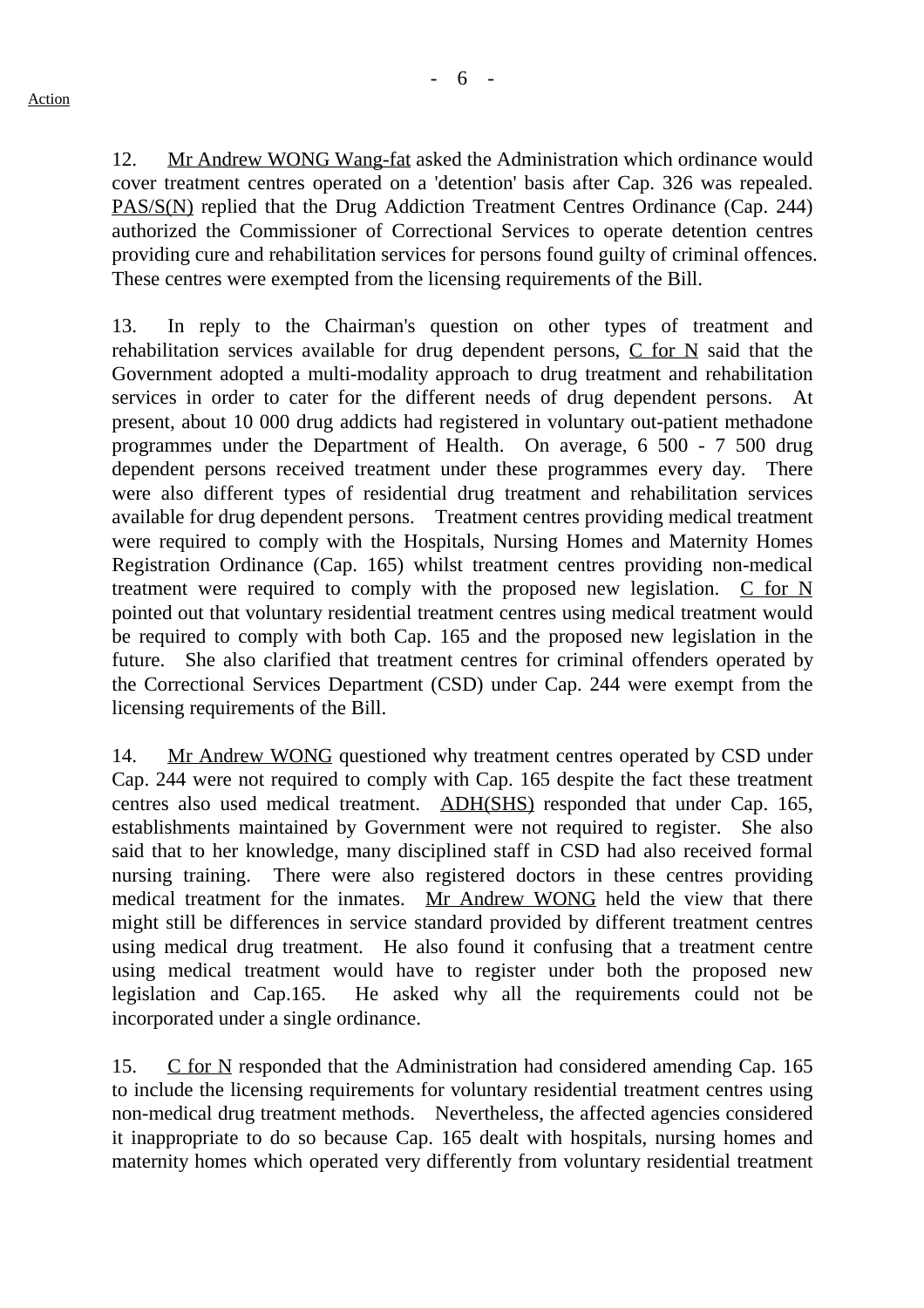Action

12. Mr Andrew WONG Wang-fat asked the Administration which ordinance would cover treatment centres operated on a 'detention' basis after Cap. 326 was repealed. PAS/S(N) replied that the Drug Addiction Treatment Centres Ordinance (Cap. 244) authorized the Commissioner of Correctional Services to operate detention centres providing cure and rehabilitation services for persons found guilty of criminal offences. These centres were exempted from the licensing requirements of the Bill.

13. In reply to the Chairman's question on other types of treatment and rehabilitation services available for drug dependent persons, C for N said that the Government adopted a multi-modality approach to drug treatment and rehabilitation services in order to cater for the different needs of drug dependent persons. At present, about 10 000 drug addicts had registered in voluntary out-patient methadone programmes under the Department of Health. On average, 6 500 - 7 500 drug dependent persons received treatment under these programmes every day. There were also different types of residential drug treatment and rehabilitation services available for drug dependent persons. Treatment centres providing medical treatment were required to comply with the Hospitals, Nursing Homes and Maternity Homes Registration Ordinance (Cap. 165) whilst treatment centres providing non-medical treatment were required to comply with the proposed new legislation. C for N pointed out that voluntary residential treatment centres using medical treatment would be required to comply with both Cap. 165 and the proposed new legislation in the future. She also clarified that treatment centres for criminal offenders operated by the Correctional Services Department (CSD) under Cap. 244 were exempt from the licensing requirements of the Bill.

14. Mr Andrew WONG questioned why treatment centres operated by CSD under Cap. 244 were not required to comply with Cap. 165 despite the fact these treatment centres also used medical treatment. ADH(SHS) responded that under Cap. 165, establishments maintained by Government were not required to register. She also said that to her knowledge, many disciplined staff in CSD had also received formal nursing training. There were also registered doctors in these centres providing medical treatment for the inmates. Mr Andrew WONG held the view that there might still be differences in service standard provided by different treatment centres using medical drug treatment. He also found it confusing that a treatment centre using medical treatment would have to register under both the proposed new legislation and Cap.165. He asked why all the requirements could not be incorporated under a single ordinance.

15. C for N responded that the Administration had considered amending Cap. 165 to include the licensing requirements for voluntary residential treatment centres using non-medical drug treatment methods. Nevertheless, the affected agencies considered it inappropriate to do so because Cap. 165 dealt with hospitals, nursing homes and maternity homes which operated very differently from voluntary residential treatment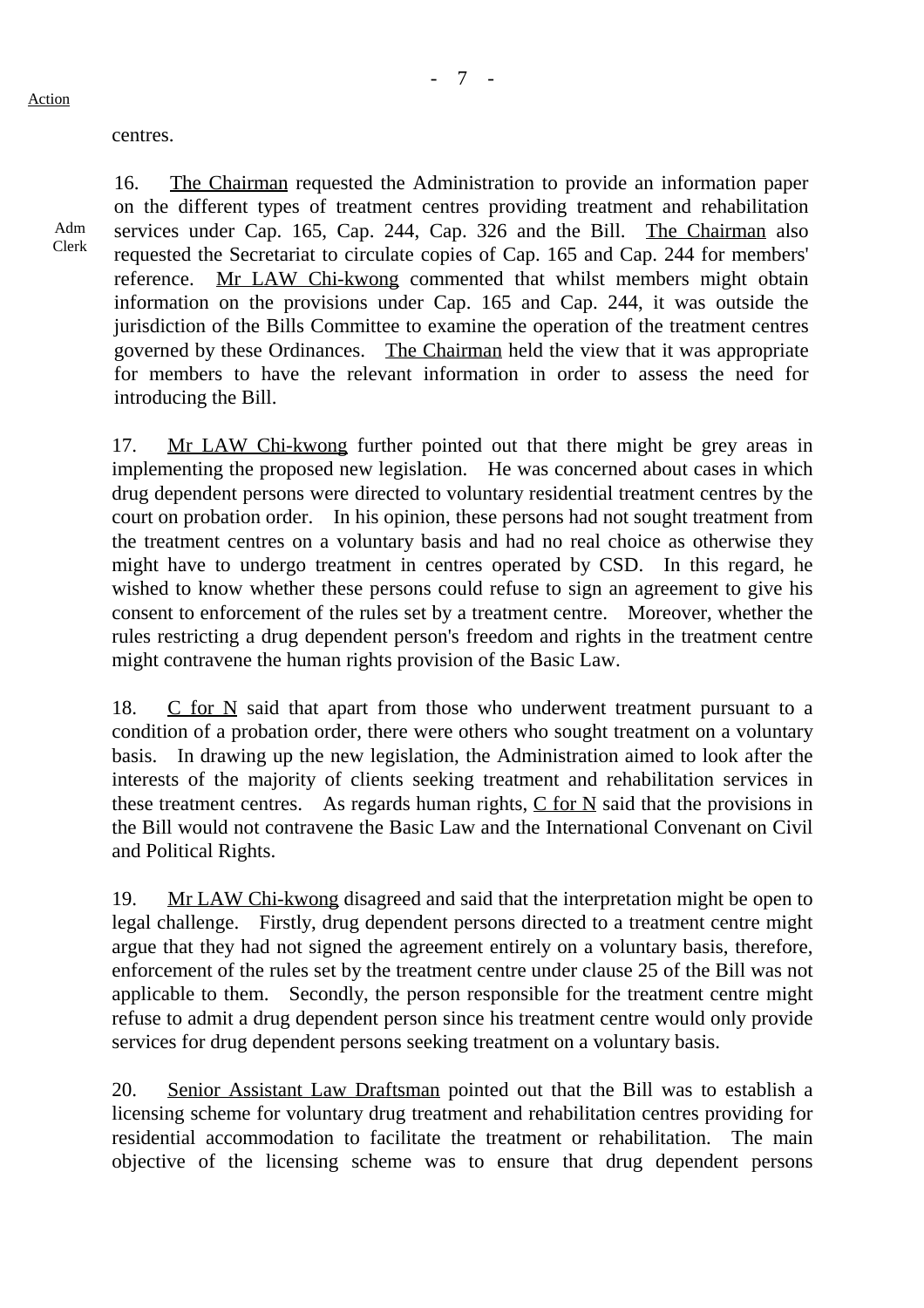centres.

16. The Chairman requested the Administration to provide an information paper on the different types of treatment centres providing treatment and rehabilitation services under Cap. 165, Cap. 244, Cap. 326 and the Bill. The Chairman also requested the Secretariat to circulate copies of Cap. 165 and Cap. 244 for members' reference. Mr LAW Chi-kwong commented that whilst members might obtain information on the provisions under Cap. 165 and Cap. 244, it was outside the jurisdiction of the Bills Committee to examine the operation of the treatment centres governed by these Ordinances. The Chairman held the view that it was appropriate for members to have the relevant information in order to assess the need for introducing the Bill.

Adm
Clerk

17. Mr LAW Chi-kwong further pointed out that there might be grey areas in implementing the proposed new legislation. He was concerned about cases in which drug dependent persons were directed to voluntary residential treatment centres by the court on probation order. In his opinion, these persons had not sought treatment from the treatment centres on a voluntary basis and had no real choice as otherwise they might have to undergo treatment in centres operated by CSD. In this regard, he wished to know whether these persons could refuse to sign an agreement to give his consent to enforcement of the rules set by a treatment centre. Moreover, whether the rules restricting a drug dependent person's freedom and rights in the treatment centre might contravene the human rights provision of the Basic Law.

18. C for N said that apart from those who underwent treatment pursuant to a condition of a probation order, there were others who sought treatment on a voluntary basis. In drawing up the new legislation, the Administration aimed to look after the interests of the majority of clients seeking treatment and rehabilitation services in these treatment centres. As regards human rights, C for N said that the provisions in the Bill would not contravene the Basic Law and the International Convenant on Civil and Political Rights.

19. Mr LAW Chi-kwong disagreed and said that the interpretation might be open to legal challenge. Firstly, drug dependent persons directed to a treatment centre might argue that they had not signed the agreement entirely on a voluntary basis, therefore, enforcement of the rules set by the treatment centre under clause 25 of the Bill was not applicable to them. Secondly, the person responsible for the treatment centre might refuse to admit a drug dependent person since his treatment centre would only provide services for drug dependent persons seeking treatment on a voluntary basis.

20. Senior Assistant Law Draftsman pointed out that the Bill was to establish a licensing scheme for voluntary drug treatment and rehabilitation centres providing for residential accommodation to facilitate the treatment or rehabilitation. The main objective of the licensing scheme was to ensure that drug dependent persons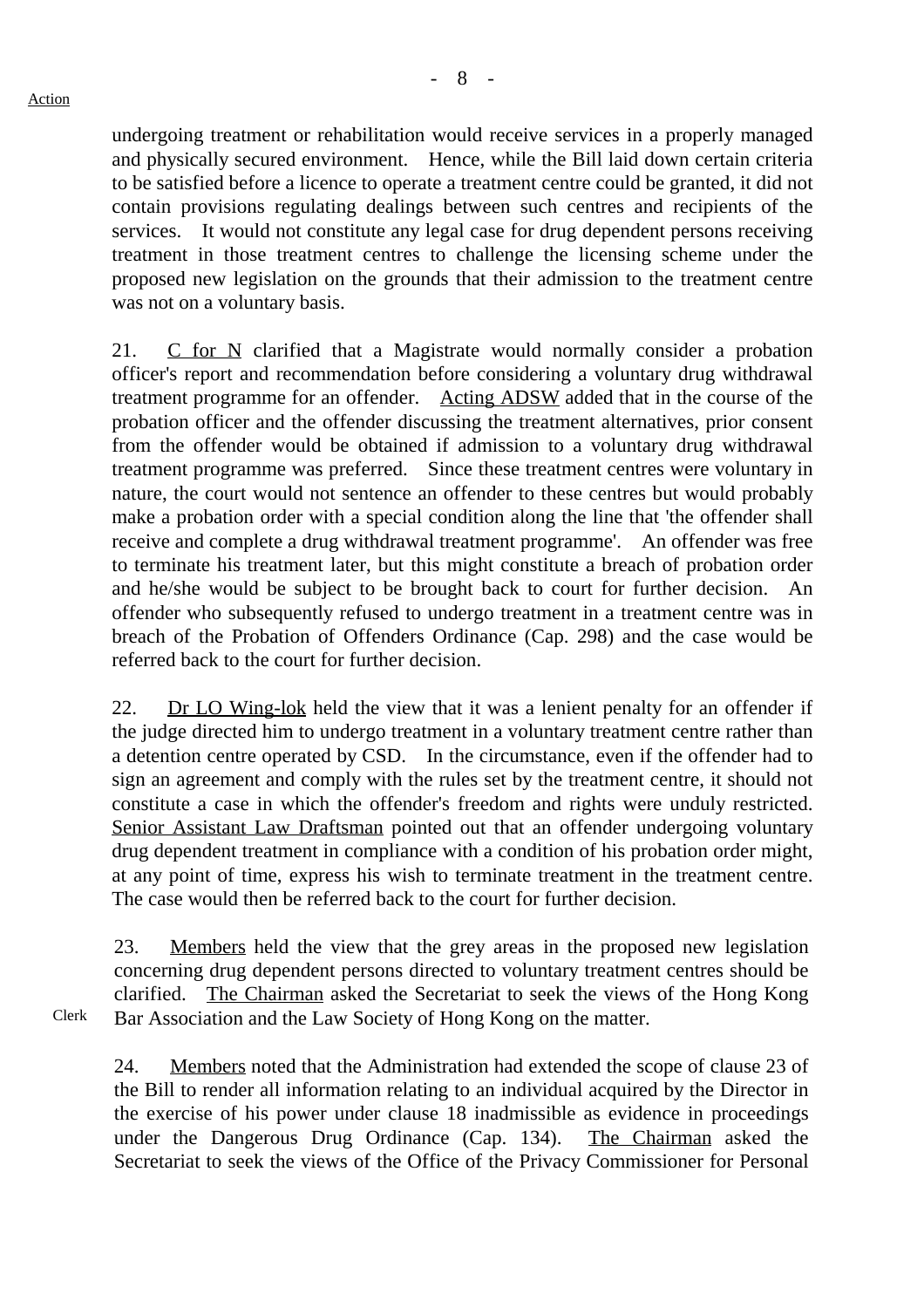Action

undergoing treatment or rehabilitation would receive services in a properly managed and physically secured environment. Hence, while the Bill laid down certain criteria to be satisfied before a licence to operate a treatment centre could be granted, it did not contain provisions regulating dealings between such centres and recipients of the services. It would not constitute any legal case for drug dependent persons receiving treatment in those treatment centres to challenge the licensing scheme under the proposed new legislation on the grounds that their admission to the treatment centre was not on a voluntary basis.

21. C for N clarified that a Magistrate would normally consider a probation officer's report and recommendation before considering a voluntary drug withdrawal treatment programme for an offender. Acting ADSW added that in the course of the probation officer and the offender discussing the treatment alternatives, prior consent from the offender would be obtained if admission to a voluntary drug withdrawal treatment programme was preferred. Since these treatment centres were voluntary in nature, the court would not sentence an offender to these centres but would probably make a probation order with a special condition along the line that 'the offender shall receive and complete a drug withdrawal treatment programme'. An offender was free to terminate his treatment later, but this might constitute a breach of probation order and he/she would be subject to be brought back to court for further decision. An offender who subsequently refused to undergo treatment in a treatment centre was in breach of the Probation of Offenders Ordinance (Cap. 298) and the case would be referred back to the court for further decision.

22. Dr LO Wing-lok held the view that it was a lenient penalty for an offender if the judge directed him to undergo treatment in a voluntary treatment centre rather than a detention centre operated by CSD. In the circumstance, even if the offender had to sign an agreement and comply with the rules set by the treatment centre, it should not constitute a case in which the offender's freedom and rights were unduly restricted. Senior Assistant Law Draftsman pointed out that an offender undergoing voluntary drug dependent treatment in compliance with a condition of his probation order might, at any point of time, express his wish to terminate treatment in the treatment centre. The case would then be referred back to the court for further decision.

23. Members held the view that the grey areas in the proposed new legislation concerning drug dependent persons directed to voluntary treatment centres should be clarified. The Chairman asked the Secretariat to seek the views of the Hong Kong Bar Association and the Law Society of Hong Kong on the matter.

Clerk

24. Members noted that the Administration had extended the scope of clause 23 of the Bill to render all information relating to an individual acquired by the Director in the exercise of his power under clause 18 inadmissible as evidence in proceedings under the Dangerous Drug Ordinance (Cap. 134). The Chairman asked the Secretariat to seek the views of the Office of the Privacy Commissioner for Personal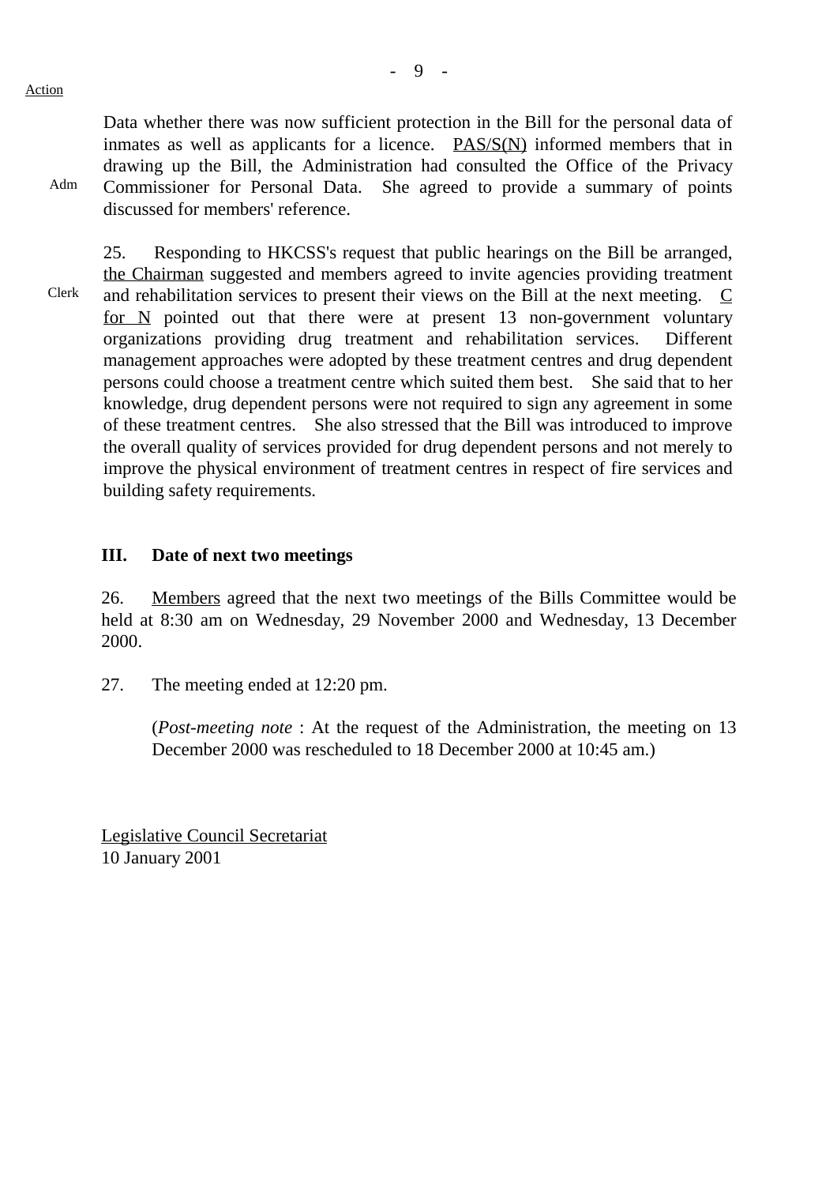Action

Data whether there was now sufficient protection in the Bill for the personal data of inmates as well as applicants for a licence. PAS/S(N) informed members that in drawing up the Bill, the Administration had consulted the Office of the Privacy Commissioner for Personal Data. She agreed to provide a summary of points discussed for members' reference.

Adm

25. Responding to HKCSS's request that public hearings on the Bill be arranged, the Chairman suggested and members agreed to invite agencies providing treatment and rehabilitation services to present their views on the Bill at the next meeting. C for N pointed out that there were at present 13 non-government voluntary organizations providing drug treatment and rehabilitation services. Different management approaches were adopted by these treatment centres and drug dependent persons could choose a treatment centre which suited them best. She said that to her knowledge, drug dependent persons were not required to sign any agreement in some of these treatment centres. She also stressed that the Bill was introduced to improve the overall quality of services provided for drug dependent persons and not merely to improve the physical environment of treatment centres in respect of fire services and building safety requirements.

Clerk

## III. Date of next two meetings

26. Members agreed that the next two meetings of the Bills Committee would be held at 8:30 am on Wednesday, 29 November 2000 and Wednesday, 13 December 2000.

27. The meeting ended at 12:20 pm.

(*Post-meeting note* : At the request of the Administration, the meeting on 13 December 2000 was rescheduled to 18 December 2000 at 10:45 am.)

Legislative Council Secretariat
10 January 2001